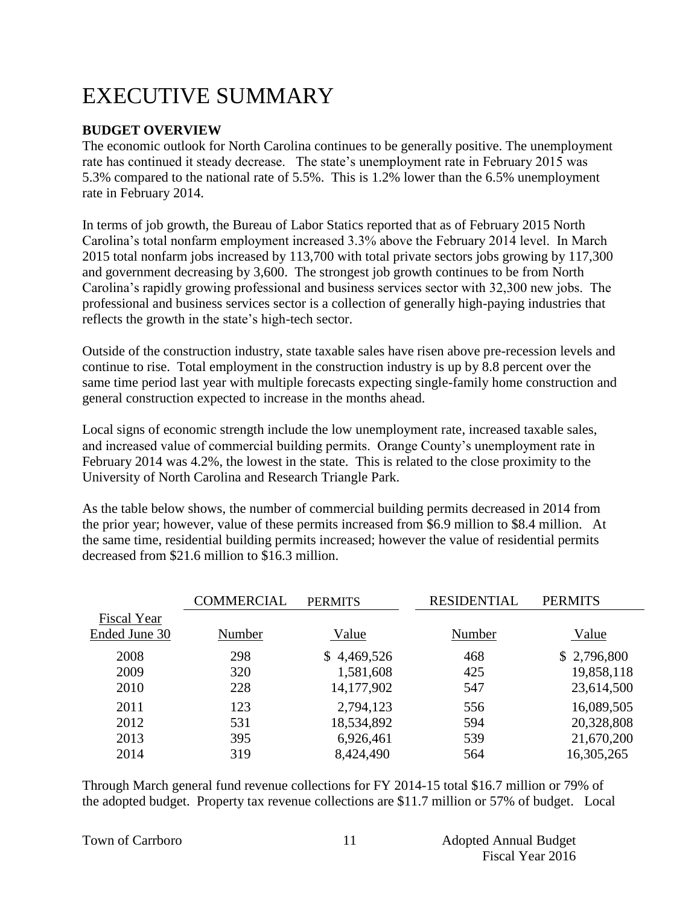# EXECUTIVE SUMMARY

**BUDGET OVERVIEW**

The economic outlook for North Carolina continues to be generally positive. The unemployment rate has continued it steady decrease. The state's unemployment rate in February 2015 was 5.3% compared to the national rate of 5.5%. This is 1.2% lower than the 6.5% unemployment rate in February 2014.

In terms of job growth, the Bureau of Labor Statics reported that as of February 2015 North Carolina's total nonfarm employment increased 3.3% above the February 2014 level. In March 2015 total nonfarm jobs increased by 113,700 with total private sectors jobs growing by 117,300 and government decreasing by 3,600. The strongest job growth continues to be from North Carolina's rapidly growing professional and business services sector with 32,300 new jobs. The professional and business services sector is a collection of generally high-paying industries that reflects the growth in the state's high-tech sector.

Outside of the construction industry, state taxable sales have risen above pre-recession levels and continue to rise. Total employment in the construction industry is up by 8.8 percent over the same time period last year with multiple forecasts expecting single-family home construction and general construction expected to increase in the months ahead.

Local signs of economic strength include the low unemployment rate, increased taxable sales, and increased value of commercial building permits. Orange County's unemployment rate in February 2014 was 4.2%, the lowest in the state. This is related to the close proximity to the University of North Carolina and Research Triangle Park.

As the table below shows, the number of commercial building permits decreased in 2014 from the prior year; however, value of these permits increased from $6.9 million to $8.4 million. At the same time, residential building permits increased; however the value of residential permits decreased from $21.6 million to $16.3 million.

| | COMMERCIAL PERMITS | | RESIDENTIAL PERMITS | |
|---|---|---|---|---|
| Fiscal Year Ended June 30 | Number | Value | Number | Value |
| 2008 | 298 | $ 4,469,526 | 468 | $ 2,796,800 |
| 2009 | 320 | 1,581,608 | 425 | 19,858,118 |
| 2010 | 228 | 14,177,902 | 547 | 23,614,500 |
| 2011 | 123 | 2,794,123 | 556 | 16,089,505 |
| 2012 | 531 | 18,534,892 | 594 | 20,328,808 |
| 2013 | 395 | 6,926,461 | 539 | 21,670,200 |
| 2014 | 319 | 8,424,490 | 564 | 16,305,265 |

Through March general fund revenue collections for FY 2014-15 total $16.7 million or 79% of the adopted budget. Property tax revenue collections are $11.7 million or 57% of budget. Local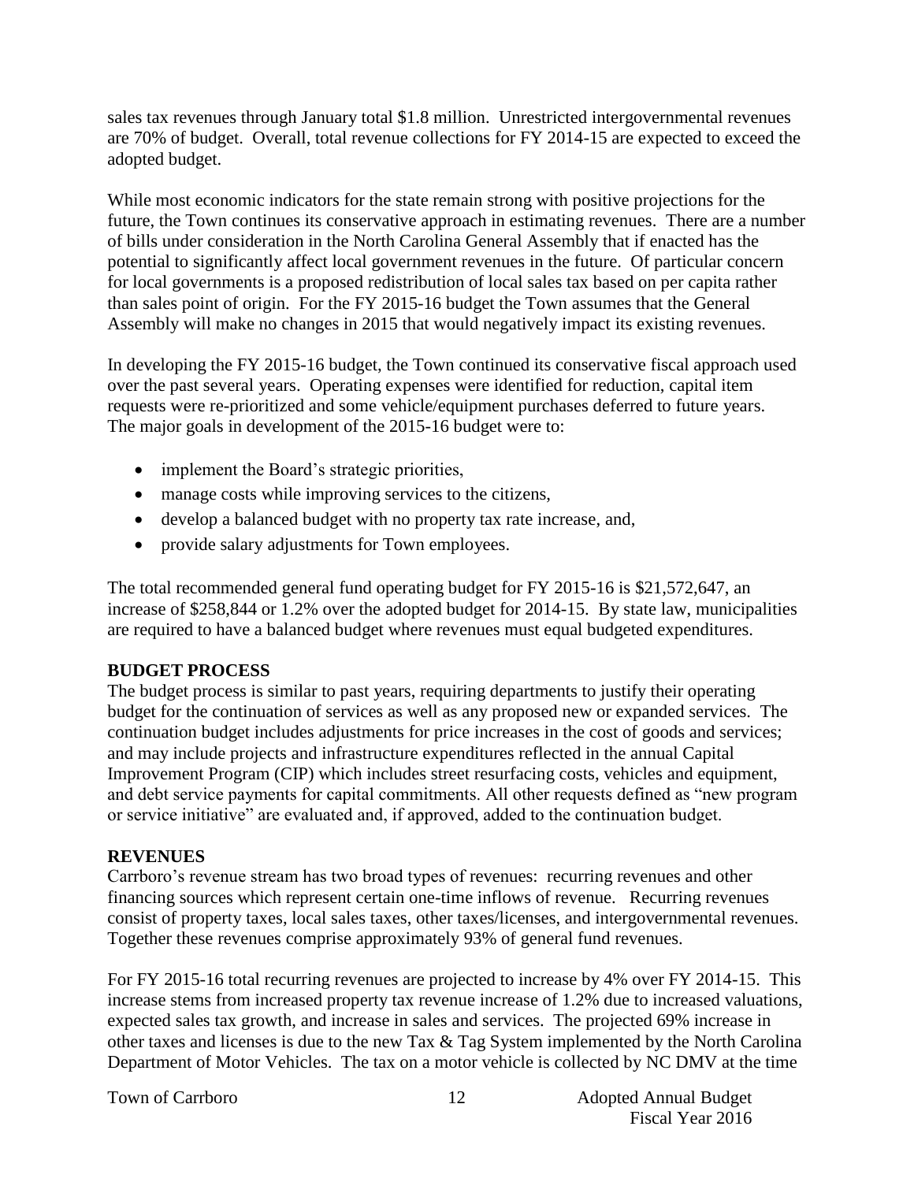sales tax revenues through January total $1.8 million. Unrestricted intergovernmental revenues are 70% of budget. Overall, total revenue collections for FY 2014-15 are expected to exceed the adopted budget.

While most economic indicators for the state remain strong with positive projections for the future, the Town continues its conservative approach in estimating revenues. There are a number of bills under consideration in the North Carolina General Assembly that if enacted has the potential to significantly affect local government revenues in the future. Of particular concern for local governments is a proposed redistribution of local sales tax based on per capita rather than sales point of origin. For the FY 2015-16 budget the Town assumes that the General Assembly will make no changes in 2015 that would negatively impact its existing revenues.

In developing the FY 2015-16 budget, the Town continued its conservative fiscal approach used over the past several years. Operating expenses were identified for reduction, capital item requests were re-prioritized and some vehicle/equipment purchases deferred to future years. The major goals in development of the 2015-16 budget were to:

- implement the Board's strategic priorities,
- manage costs while improving services to the citizens,
- develop a balanced budget with no property tax rate increase, and,
- provide salary adjustments for Town employees.

The total recommended general fund operating budget for FY 2015-16 is $21,572,647, an increase of $258,844 or 1.2% over the adopted budget for 2014-15. By state law, municipalities are required to have a balanced budget where revenues must equal budgeted expenditures.

**BUDGET PROCESS**

The budget process is similar to past years, requiring departments to justify their operating budget for the continuation of services as well as any proposed new or expanded services. The continuation budget includes adjustments for price increases in the cost of goods and services; and may include projects and infrastructure expenditures reflected in the annual Capital Improvement Program (CIP) which includes street resurfacing costs, vehicles and equipment, and debt service payments for capital commitments. All other requests defined as "new program or service initiative" are evaluated and, if approved, added to the continuation budget.

**REVENUES**

Carrboro's revenue stream has two broad types of revenues: recurring revenues and other financing sources which represent certain one-time inflows of revenue. Recurring revenues consist of property taxes, local sales taxes, other taxes/licenses, and intergovernmental revenues. Together these revenues comprise approximately 93% of general fund revenues.

For FY 2015-16 total recurring revenues are projected to increase by 4% over FY 2014-15. This increase stems from increased property tax revenue increase of 1.2% due to increased valuations, expected sales tax growth, and increase in sales and services. The projected 69% increase in other taxes and licenses is due to the new Tax & Tag System implemented by the North Carolina Department of Motor Vehicles. The tax on a motor vehicle is collected by NC DMV at the time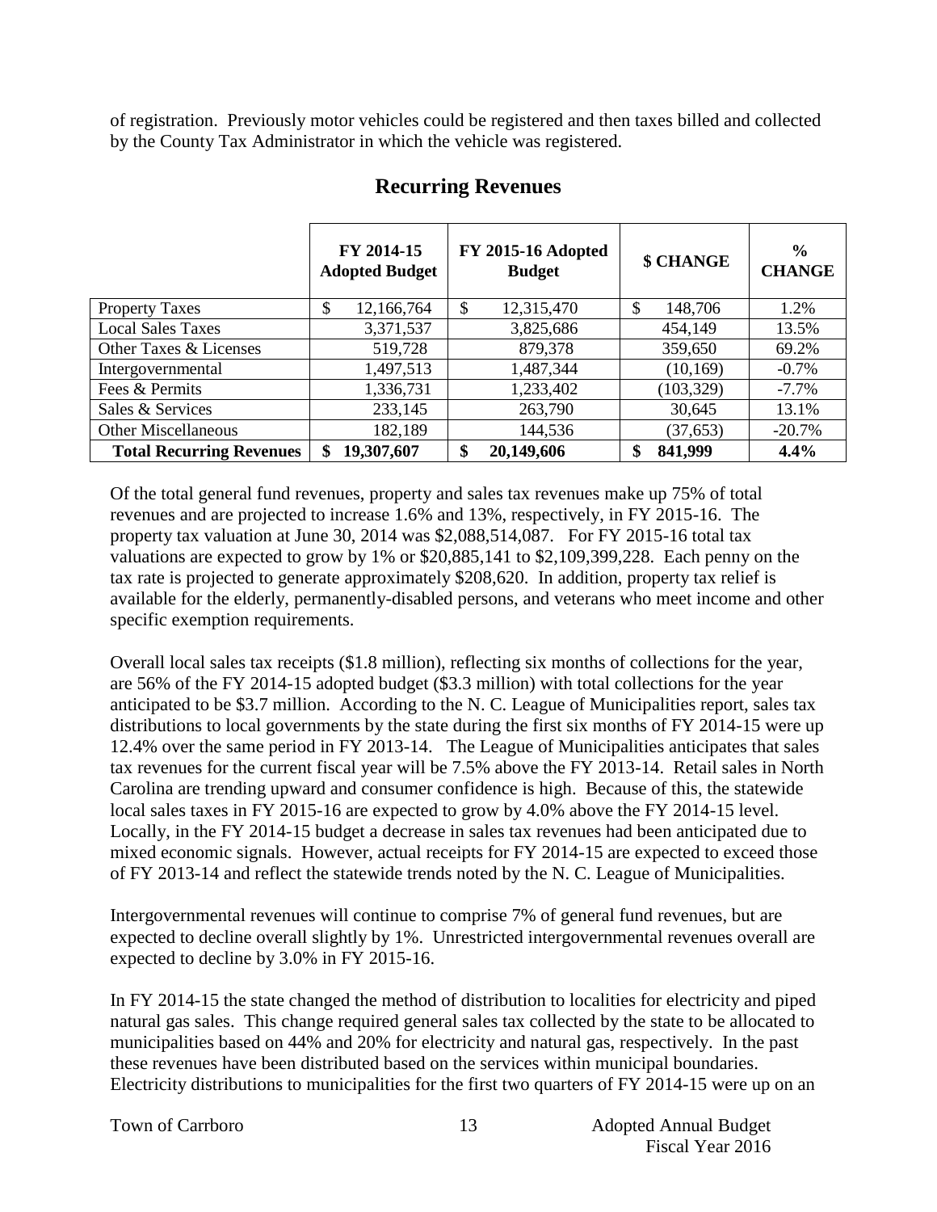of registration. Previously motor vehicles could be registered and then taxes billed and collected by the County Tax Administrator in which the vehicle was registered.

## Recurring Revenues

| | FY 2014-15 Adopted Budget | FY 2015-16 Adopted Budget | $ CHANGE | % CHANGE |
|---|---|---|---|---|
| Property Taxes | $ 12,166,764 | $ 12,315,470 | $ 148,706 | 1.2% |
| Local Sales Taxes | 3,371,537 | 3,825,686 | 454,149 | 13.5% |
| Other Taxes & Licenses | 519,728 | 879,378 | 359,650 | 69.2% |
| Intergovernmental | 1,497,513 | 1,487,344 | (10,169) | -0.7% |
| Fees & Permits | 1,336,731 | 1,233,402 | (103,329) | -7.7% |
| Sales & Services | 233,145 | 263,790 | 30,645 | 13.1% |
| Other Miscellaneous | 182,189 | 144,536 | (37,653) | -20.7% |
| **Total Recurring Revenues** | **$ 19,307,607** | **$ 20,149,606** | **$ 841,999** | **4.4%** |

Of the total general fund revenues, property and sales tax revenues make up 75% of total revenues and are projected to increase 1.6% and 13%, respectively, in FY 2015-16. The property tax valuation at June 30, 2014 was $2,088,514,087. For FY 2015-16 total tax valuations are expected to grow by 1% or $20,885,141 to $2,109,399,228. Each penny on the tax rate is projected to generate approximately $208,620. In addition, property tax relief is available for the elderly, permanently-disabled persons, and veterans who meet income and other specific exemption requirements.

Overall local sales tax receipts ($1.8 million), reflecting six months of collections for the year, are 56% of the FY 2014-15 adopted budget ($3.3 million) with total collections for the year anticipated to be $3.7 million. According to the N. C. League of Municipalities report, sales tax distributions to local governments by the state during the first six months of FY 2014-15 were up 12.4% over the same period in FY 2013-14. The League of Municipalities anticipates that sales tax revenues for the current fiscal year will be 7.5% above the FY 2013-14. Retail sales in North Carolina are trending upward and consumer confidence is high. Because of this, the statewide local sales taxes in FY 2015-16 are expected to grow by 4.0% above the FY 2014-15 level. Locally, in the FY 2014-15 budget a decrease in sales tax revenues had been anticipated due to mixed economic signals. However, actual receipts for FY 2014-15 are expected to exceed those of FY 2013-14 and reflect the statewide trends noted by the N. C. League of Municipalities.

Intergovernmental revenues will continue to comprise 7% of general fund revenues, but are expected to decline overall slightly by 1%. Unrestricted intergovernmental revenues overall are expected to decline by 3.0% in FY 2015-16.

In FY 2014-15 the state changed the method of distribution to localities for electricity and piped natural gas sales. This change required general sales tax collected by the state to be allocated to municipalities based on 44% and 20% for electricity and natural gas, respectively. In the past these revenues have been distributed based on the services within municipal boundaries. Electricity distributions to municipalities for the first two quarters of FY 2014-15 were up on an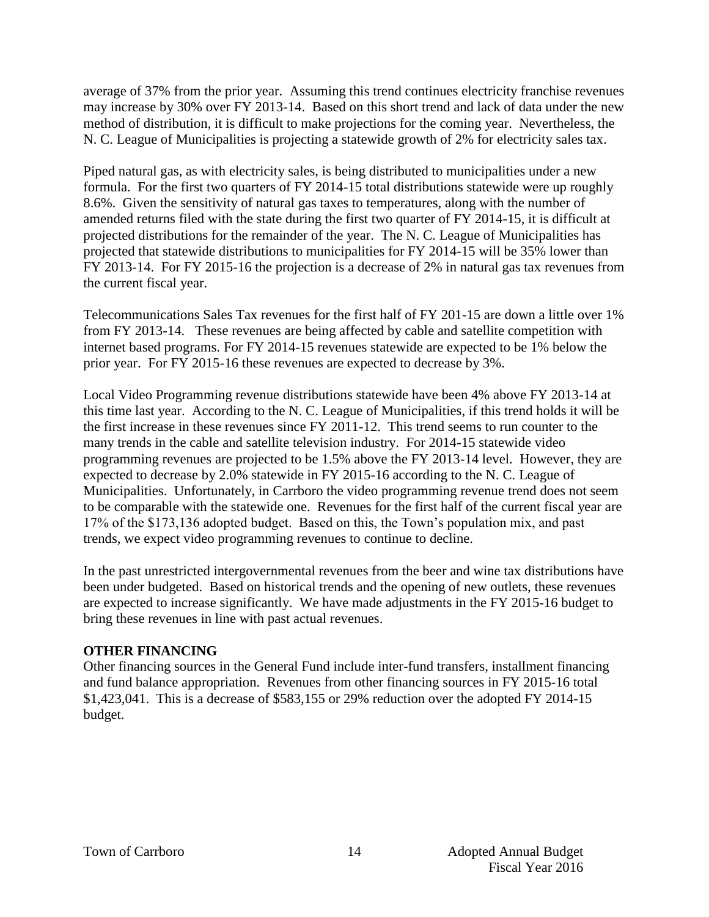average of 37% from the prior year. Assuming this trend continues electricity franchise revenues may increase by 30% over FY 2013-14. Based on this short trend and lack of data under the new method of distribution, it is difficult to make projections for the coming year. Nevertheless, the N. C. League of Municipalities is projecting a statewide growth of 2% for electricity sales tax.

Piped natural gas, as with electricity sales, is being distributed to municipalities under a new formula. For the first two quarters of FY 2014-15 total distributions statewide were up roughly 8.6%. Given the sensitivity of natural gas taxes to temperatures, along with the number of amended returns filed with the state during the first two quarter of FY 2014-15, it is difficult at projected distributions for the remainder of the year. The N. C. League of Municipalities has projected that statewide distributions to municipalities for FY 2014-15 will be 35% lower than FY 2013-14. For FY 2015-16 the projection is a decrease of 2% in natural gas tax revenues from the current fiscal year.

Telecommunications Sales Tax revenues for the first half of FY 201-15 are down a little over 1% from FY 2013-14. These revenues are being affected by cable and satellite competition with internet based programs. For FY 2014-15 revenues statewide are expected to be 1% below the prior year. For FY 2015-16 these revenues are expected to decrease by 3%.

Local Video Programming revenue distributions statewide have been 4% above FY 2013-14 at this time last year. According to the N. C. League of Municipalities, if this trend holds it will be the first increase in these revenues since FY 2011-12. This trend seems to run counter to the many trends in the cable and satellite television industry. For 2014-15 statewide video programming revenues are projected to be 1.5% above the FY 2013-14 level. However, they are expected to decrease by 2.0% statewide in FY 2015-16 according to the N. C. League of Municipalities. Unfortunately, in Carrboro the video programming revenue trend does not seem to be comparable with the statewide one. Revenues for the first half of the current fiscal year are 17% of the $173,136 adopted budget. Based on this, the Town's population mix, and past trends, we expect video programming revenues to continue to decline.

In the past unrestricted intergovernmental revenues from the beer and wine tax distributions have been under budgeted. Based on historical trends and the opening of new outlets, these revenues are expected to increase significantly. We have made adjustments in the FY 2015-16 budget to bring these revenues in line with past actual revenues.

**OTHER FINANCING**

Other financing sources in the General Fund include inter-fund transfers, installment financing and fund balance appropriation. Revenues from other financing sources in FY 2015-16 total $1,423,041. This is a decrease of $583,155 or 29% reduction over the adopted FY 2014-15 budget.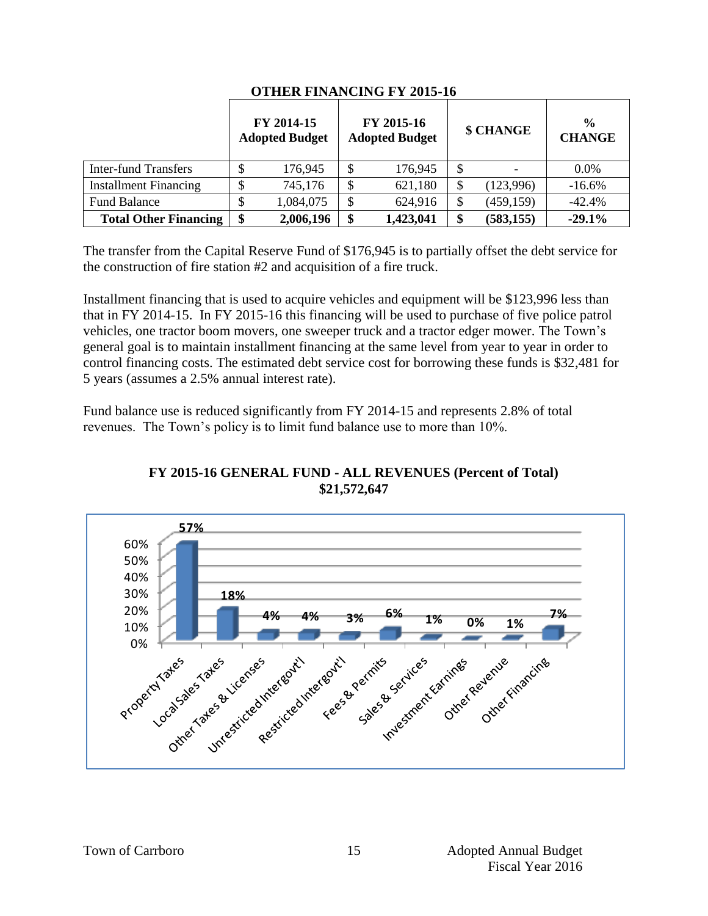## OTHER FINANCING FY 2015-16

| | FY 2014-15 Adopted Budget | FY 2015-16 Adopted Budget | $ CHANGE | % CHANGE |
|---|---|---|---|---|
| Inter-fund Transfers | $ 176,945 | $ 176,945 | $ - | 0.0% |
| Installment Financing | $ 745,176 | $ 621,180 | $ (123,996) | -16.6% |
| Fund Balance | $ 1,084,075 | $ 624,916 | $ (459,159) | -42.4% |
| **Total Other Financing** | **$ 2,006,196** | **$ 1,423,041** | **$ (583,155)** | **-29.1%** |

The transfer from the Capital Reserve Fund of $176,945 is to partially offset the debt service for the construction of fire station #2 and acquisition of a fire truck.

Installment financing that is used to acquire vehicles and equipment will be $123,996 less than that in FY 2014-15. In FY 2015-16 this financing will be used to purchase of five police patrol vehicles, one tractor boom movers, one sweeper truck and a tractor edger mower. The Town's general goal is to maintain installment financing at the same level from year to year in order to control financing costs. The estimated debt service cost for borrowing these funds is $32,481 for 5 years (assumes a 2.5% annual interest rate).

Fund balance use is reduced significantly from FY 2014-15 and represents 2.8% of total revenues. The Town's policy is to limit fund balance use to more than 10%.

**FY 2015-16 GENERAL FUND - ALL REVENUES (Percent of Total)**
**$21,572,647**

| Revenue Source | Percent of Total |
|---|---|
| Property Taxes | 57% |
| Local Sales Taxes | 18% |
| Other Taxes & Licenses | 4% |
| Unrestricted Intergovt'l | 4% |
| Restricted Intergovt'l | 3% |
| Fees & Permits | 6% |
| Sales & Services | 1% |
| Investment Earnings | 0% |
| Other Revenue | 1% |
| Other Financing | 7% |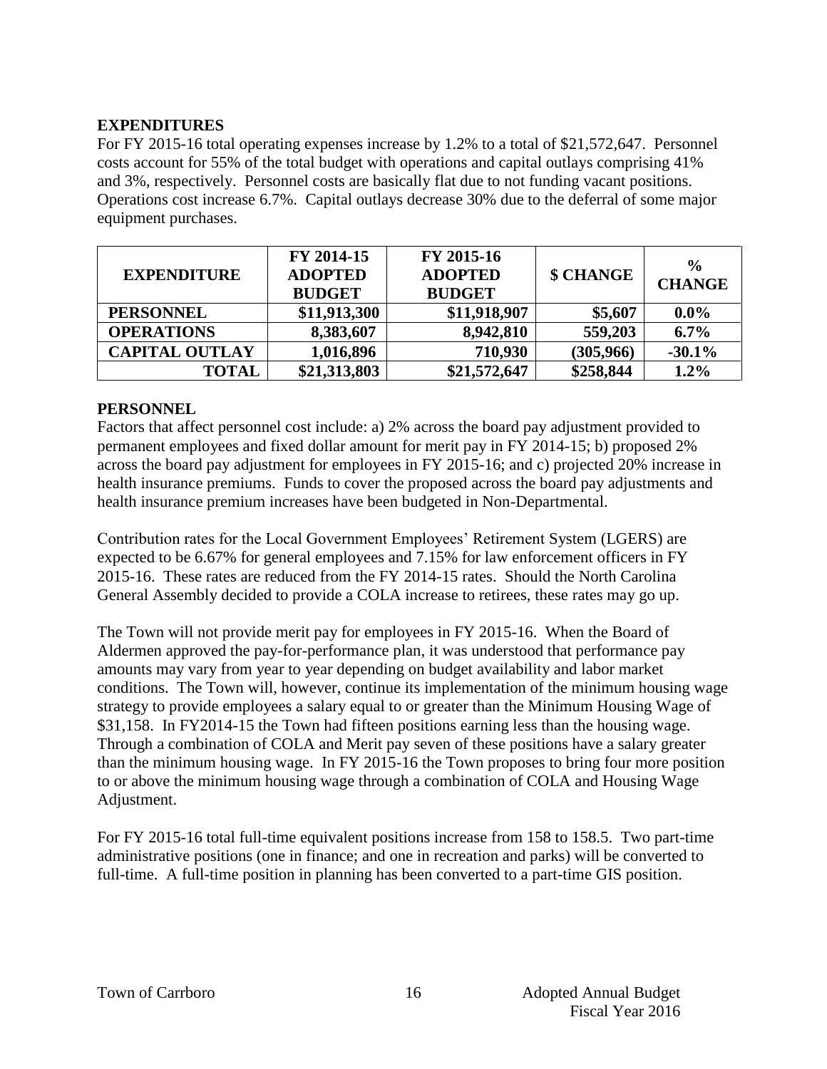## EXPENDITURES

For FY 2015-16 total operating expenses increase by 1.2% to a total of $21,572,647. Personnel costs account for 55% of the total budget with operations and capital outlays comprising 41% and 3%, respectively. Personnel costs are basically flat due to not funding vacant positions. Operations cost increase 6.7%. Capital outlays decrease 30% due to the deferral of some major equipment purchases.

| EXPENDITURE | FY 2014-15 ADOPTED BUDGET | FY 2015-16 ADOPTED BUDGET | $ CHANGE | % CHANGE |
|---|---|---|---|---|
| **PERSONNEL** | **$11,913,300** | **$11,918,907** | **$5,607** | **0.0%** |
| **OPERATIONS** | **8,383,607** | **8,942,810** | **559,203** | **6.7%** |
| **CAPITAL OUTLAY** | **1,016,896** | **710,930** | **(305,966)** | **-30.1%** |
| **TOTAL** | **$21,313,803** | **$21,572,647** | **$258,844** | **1.2%** |

## PERSONNEL

Factors that affect personnel cost include: a) 2% across the board pay adjustment provided to permanent employees and fixed dollar amount for merit pay in FY 2014-15; b) proposed 2% across the board pay adjustment for employees in FY 2015-16; and c) projected 20% increase in health insurance premiums. Funds to cover the proposed across the board pay adjustments and health insurance premium increases have been budgeted in Non-Departmental.

Contribution rates for the Local Government Employees' Retirement System (LGERS) are expected to be 6.67% for general employees and 7.15% for law enforcement officers in FY 2015-16. These rates are reduced from the FY 2014-15 rates. Should the North Carolina General Assembly decided to provide a COLA increase to retirees, these rates may go up.

The Town will not provide merit pay for employees in FY 2015-16. When the Board of Aldermen approved the pay-for-performance plan, it was understood that performance pay amounts may vary from year to year depending on budget availability and labor market conditions. The Town will, however, continue its implementation of the minimum housing wage strategy to provide employees a salary equal to or greater than the Minimum Housing Wage of $31,158. In FY2014-15 the Town had fifteen positions earning less than the housing wage. Through a combination of COLA and Merit pay seven of these positions have a salary greater than the minimum housing wage. In FY 2015-16 the Town proposes to bring four more position to or above the minimum housing wage through a combination of COLA and Housing Wage Adjustment.

For FY 2015-16 total full-time equivalent positions increase from 158 to 158.5. Two part-time administrative positions (one in finance; and one in recreation and parks) will be converted to full-time. A full-time position in planning has been converted to a part-time GIS position.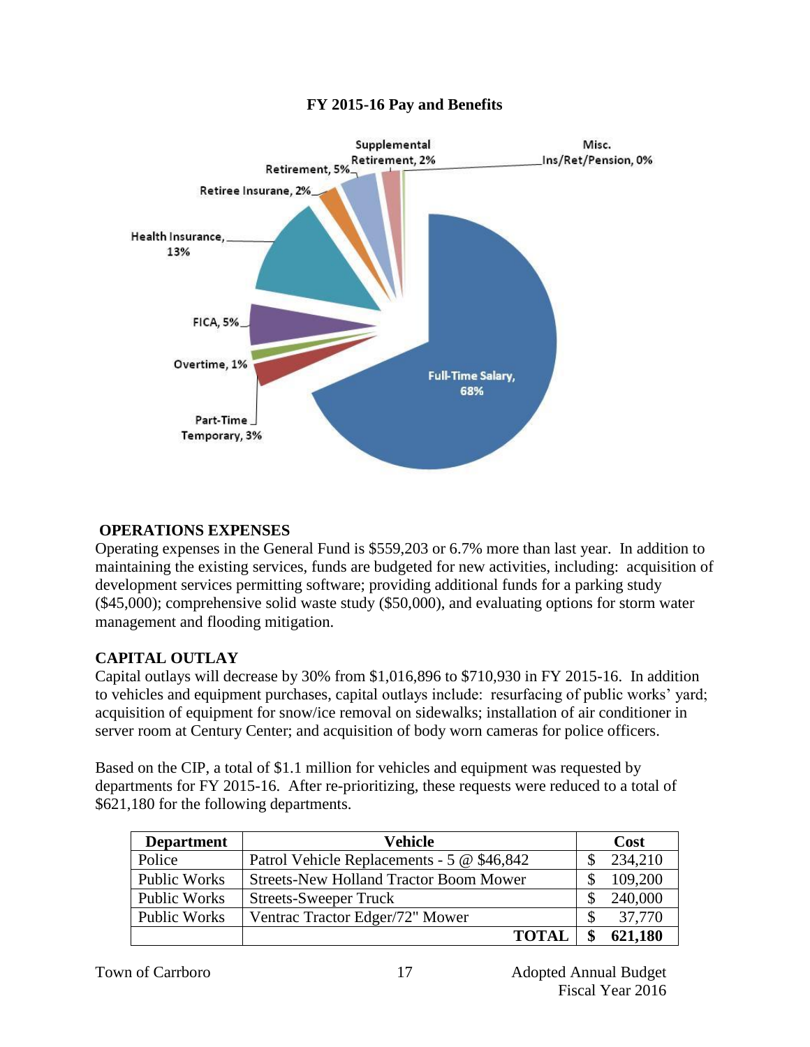**FY 2015-16 Pay and Benefits**

Full-Time Salary, 68%
Part-Time Temporary, 3%
Overtime, 1%
FICA, 5%
Health Insurance, 13%
Retiree Insurane, 2%
Retirement, 5%
Supplemental Retirement, 2%
Misc. Ins/Ret/Pension, 0%

## OPERATIONS EXPENSES

Operating expenses in the General Fund is $559,203 or 6.7% more than last year. In addition to maintaining the existing services, funds are budgeted for new activities, including: acquisition of development services permitting software; providing additional funds for a parking study ($45,000); comprehensive solid waste study ($50,000), and evaluating options for storm water management and flooding mitigation.

## CAPITAL OUTLAY

Capital outlays will decrease by 30% from $1,016,896 to $710,930 in FY 2015-16. In addition to vehicles and equipment purchases, capital outlays include: resurfacing of public works' yard; acquisition of equipment for snow/ice removal on sidewalks; installation of air conditioner in server room at Century Center; and acquisition of body worn cameras for police officers.

Based on the CIP, a total of $1.1 million for vehicles and equipment was requested by departments for FY 2015-16. After re-prioritizing, these requests were reduced to a total of $621,180 for the following departments.

| Department | Vehicle | Cost |
|---|---|---|
| Police | Patrol Vehicle Replacements - 5 @ $46,842 | $ 234,210 |
| Public Works | Streets-New Holland Tractor Boom Mower | $ 109,200 |
| Public Works | Streets-Sweeper Truck | $ 240,000 |
| Public Works | Ventrac Tractor Edger/72" Mower | $ 37,770 |
| | **TOTAL** | **$ 621,180** |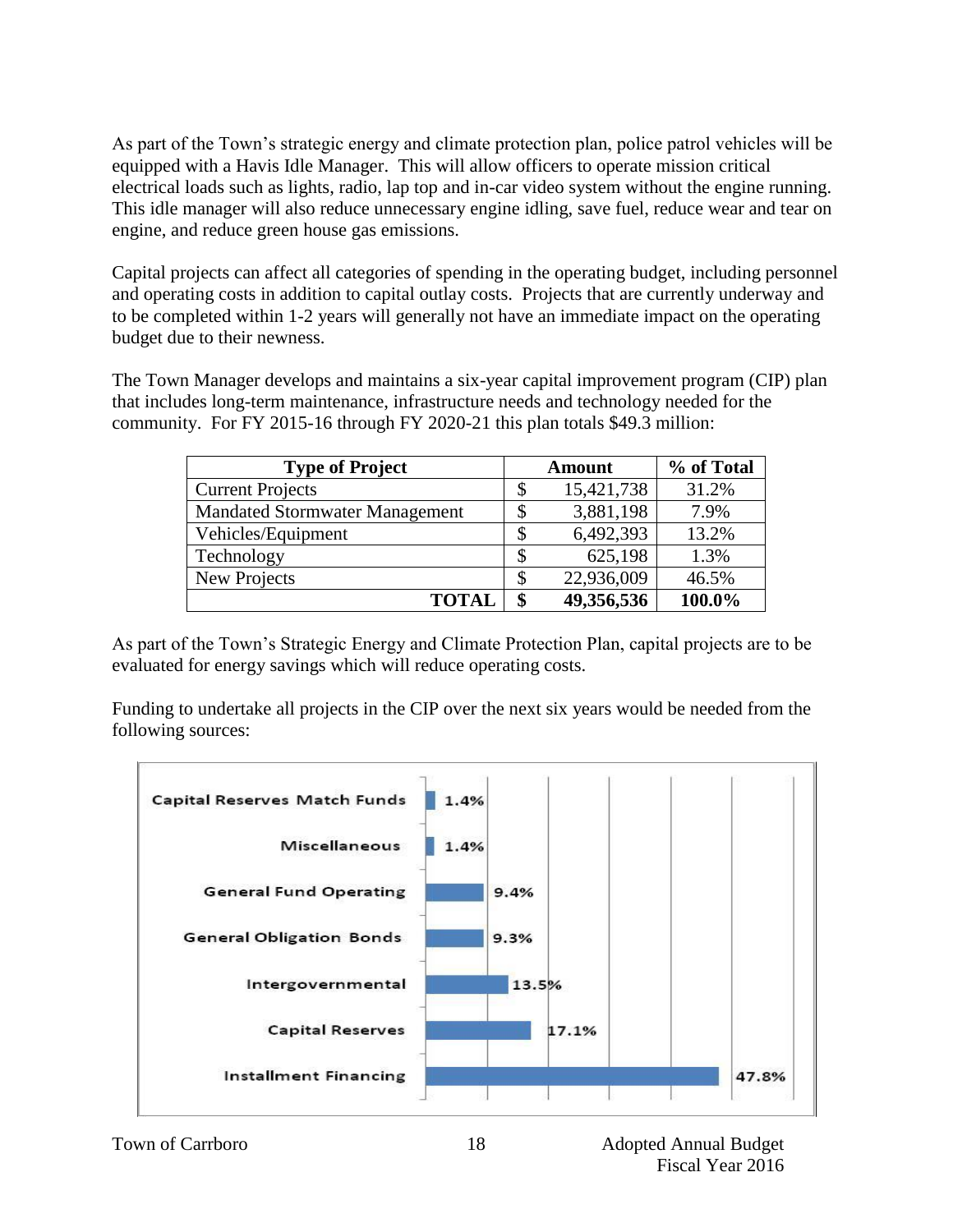As part of the Town's strategic energy and climate protection plan, police patrol vehicles will be equipped with a Havis Idle Manager. This will allow officers to operate mission critical electrical loads such as lights, radio, lap top and in-car video system without the engine running. This idle manager will also reduce unnecessary engine idling, save fuel, reduce wear and tear on engine, and reduce green house gas emissions.

Capital projects can affect all categories of spending in the operating budget, including personnel and operating costs in addition to capital outlay costs. Projects that are currently underway and to be completed within 1-2 years will generally not have an immediate impact on the operating budget due to their newness.

The Town Manager develops and maintains a six-year capital improvement program (CIP) plan that includes long-term maintenance, infrastructure needs and technology needed for the community. For FY 2015-16 through FY 2020-21 this plan totals $49.3 million:

| Type of Project | Amount | | % of Total |
|---|---|---|---|
| Current Projects | $ | 15,421,738 | 31.2% |
| Mandated Stormwater Management | $ | 3,881,198 | 7.9% |
| Vehicles/Equipment | $ | 6,492,393 | 13.2% |
| Technology | $ | 625,198 | 1.3% |
| New Projects | $ | 22,936,009 | 46.5% |
| **TOTAL** | **$** | **49,356,536** | **100.0%** |

As part of the Town's Strategic Energy and Climate Protection Plan, capital projects are to be evaluated for energy savings which will reduce operating costs.

Funding to undertake all projects in the CIP over the next six years would be needed from the following sources:

| Funding Source | % |
|---|---|
| Capital Reserves Match Funds | 1.4% |
| Miscellaneous | 1.4% |
| General Fund Operating | 9.4% |
| General Obligation Bonds | 9.3% |
| Intergovernmental | 13.5% |
| Capital Reserves | 17.1% |
| Installment Financing | 47.8% |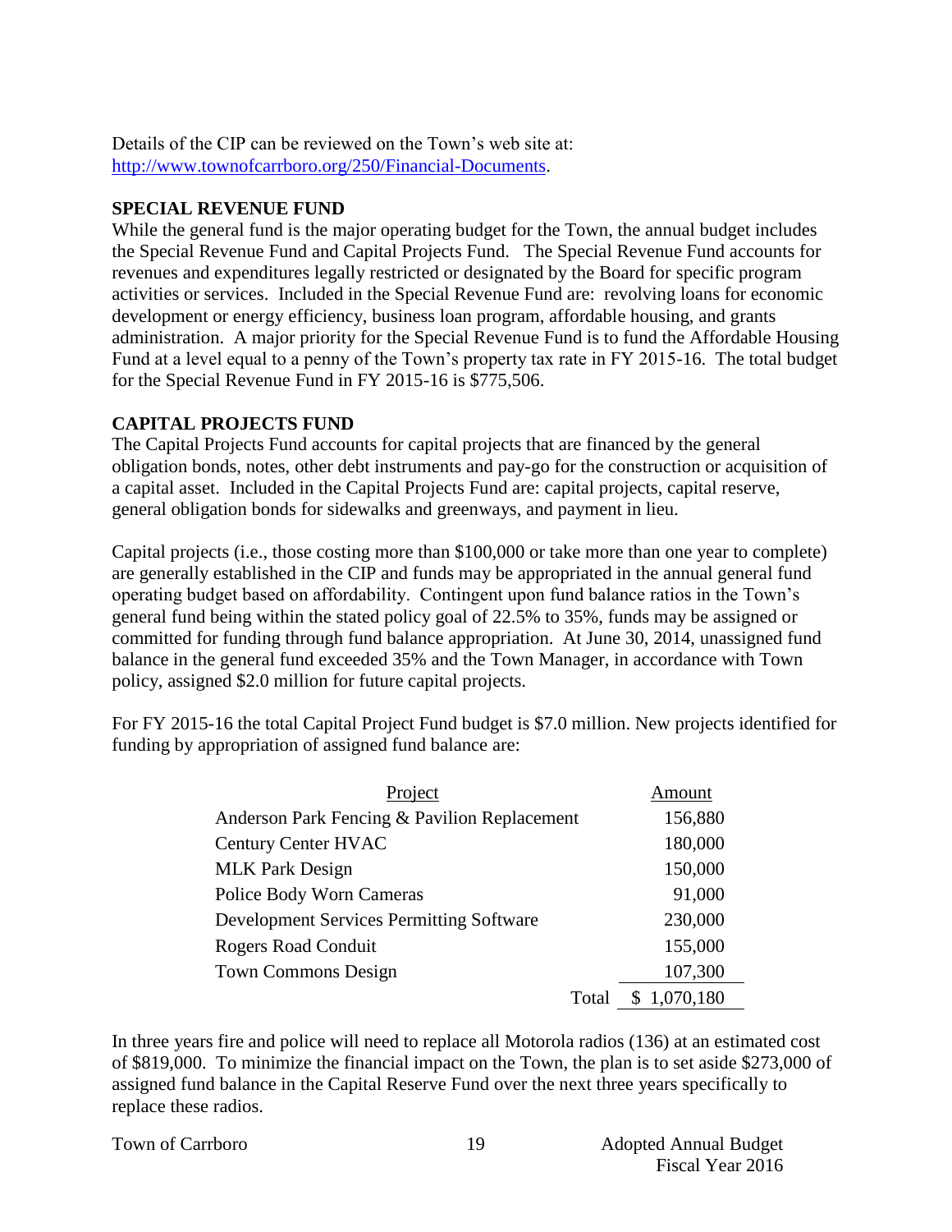Details of the CIP can be reviewed on the Town's web site at: http://www.townofcarrboro.org/250/Financial-Documents.

## SPECIAL REVENUE FUND

While the general fund is the major operating budget for the Town, the annual budget includes the Special Revenue Fund and Capital Projects Fund. The Special Revenue Fund accounts for revenues and expenditures legally restricted or designated by the Board for specific program activities or services. Included in the Special Revenue Fund are: revolving loans for economic development or energy efficiency, business loan program, affordable housing, and grants administration. A major priority for the Special Revenue Fund is to fund the Affordable Housing Fund at a level equal to a penny of the Town's property tax rate in FY 2015-16. The total budget for the Special Revenue Fund in FY 2015-16 is $775,506.

## CAPITAL PROJECTS FUND

The Capital Projects Fund accounts for capital projects that are financed by the general obligation bonds, notes, other debt instruments and pay-go for the construction or acquisition of a capital asset. Included in the Capital Projects Fund are: capital projects, capital reserve, general obligation bonds for sidewalks and greenways, and payment in lieu.

Capital projects (i.e., those costing more than $100,000 or take more than one year to complete) are generally established in the CIP and funds may be appropriated in the annual general fund operating budget based on affordability. Contingent upon fund balance ratios in the Town's general fund being within the stated policy goal of 22.5% to 35%, funds may be assigned or committed for funding through fund balance appropriation. At June 30, 2014, unassigned fund balance in the general fund exceeded 35% and the Town Manager, in accordance with Town policy, assigned $2.0 million for future capital projects.

For FY 2015-16 the total Capital Project Fund budget is $7.0 million. New projects identified for funding by appropriation of assigned fund balance are:

| Project | Amount |
|---|---|
| Anderson Park Fencing & Pavilion Replacement | 156,880 |
| Century Center HVAC | 180,000 |
| MLK Park Design | 150,000 |
| Police Body Worn Cameras | 91,000 |
| Development Services Permitting Software | 230,000 |
| Rogers Road Conduit | 155,000 |
| Town Commons Design | 107,300 |
| Total | $ 1,070,180 |

In three years fire and police will need to replace all Motorola radios (136) at an estimated cost of $819,000. To minimize the financial impact on the Town, the plan is to set aside $273,000 of assigned fund balance in the Capital Reserve Fund over the next three years specifically to replace these radios.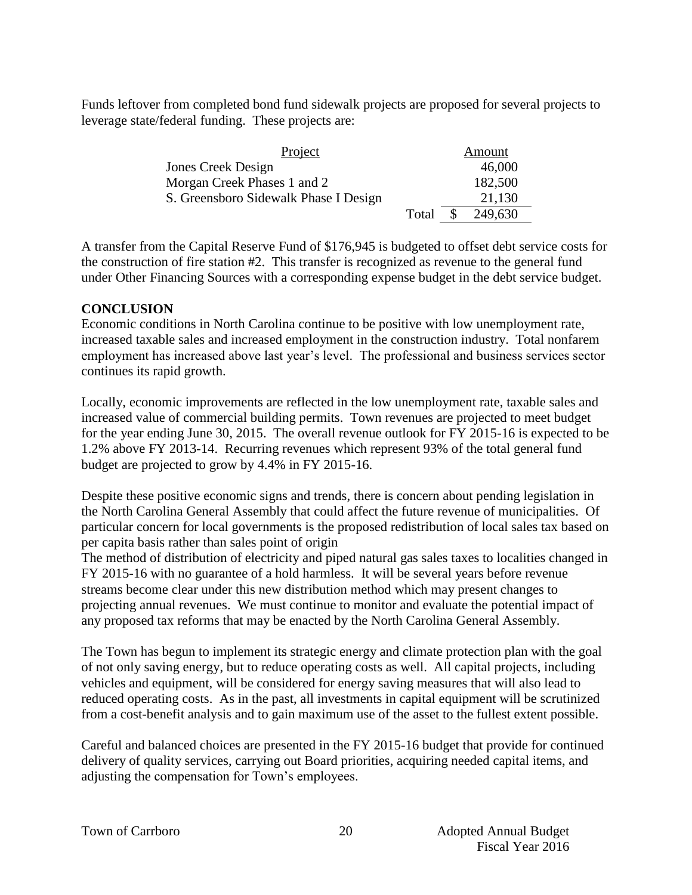Funds leftover from completed bond fund sidewalk projects are proposed for several projects to leverage state/federal funding. These projects are:

| Project | | Amount |
|---|---|---|
| Jones Creek Design | | 46,000 |
| Morgan Creek Phases 1 and 2 | | 182,500 |
| S. Greensboro Sidewalk Phase I Design | | 21,130 |
| | Total | $ 249,630 |

A transfer from the Capital Reserve Fund of $176,945 is budgeted to offset debt service costs for the construction of fire station #2. This transfer is recognized as revenue to the general fund under Other Financing Sources with a corresponding expense budget in the debt service budget.

**CONCLUSION**

Economic conditions in North Carolina continue to be positive with low unemployment rate, increased taxable sales and increased employment in the construction industry. Total nonfarem employment has increased above last year's level. The professional and business services sector continues its rapid growth.

Locally, economic improvements are reflected in the low unemployment rate, taxable sales and increased value of commercial building permits. Town revenues are projected to meet budget for the year ending June 30, 2015. The overall revenue outlook for FY 2015-16 is expected to be 1.2% above FY 2013-14. Recurring revenues which represent 93% of the total general fund budget are projected to grow by 4.4% in FY 2015-16.

Despite these positive economic signs and trends, there is concern about pending legislation in the North Carolina General Assembly that could affect the future revenue of municipalities. Of particular concern for local governments is the proposed redistribution of local sales tax based on per capita basis rather than sales point of origin

The method of distribution of electricity and piped natural gas sales taxes to localities changed in FY 2015-16 with no guarantee of a hold harmless. It will be several years before revenue streams become clear under this new distribution method which may present changes to projecting annual revenues. We must continue to monitor and evaluate the potential impact of any proposed tax reforms that may be enacted by the North Carolina General Assembly.

The Town has begun to implement its strategic energy and climate protection plan with the goal of not only saving energy, but to reduce operating costs as well. All capital projects, including vehicles and equipment, will be considered for energy saving measures that will also lead to reduced operating costs. As in the past, all investments in capital equipment will be scrutinized from a cost-benefit analysis and to gain maximum use of the asset to the fullest extent possible.

Careful and balanced choices are presented in the FY 2015-16 budget that provide for continued delivery of quality services, carrying out Board priorities, acquiring needed capital items, and adjusting the compensation for Town's employees.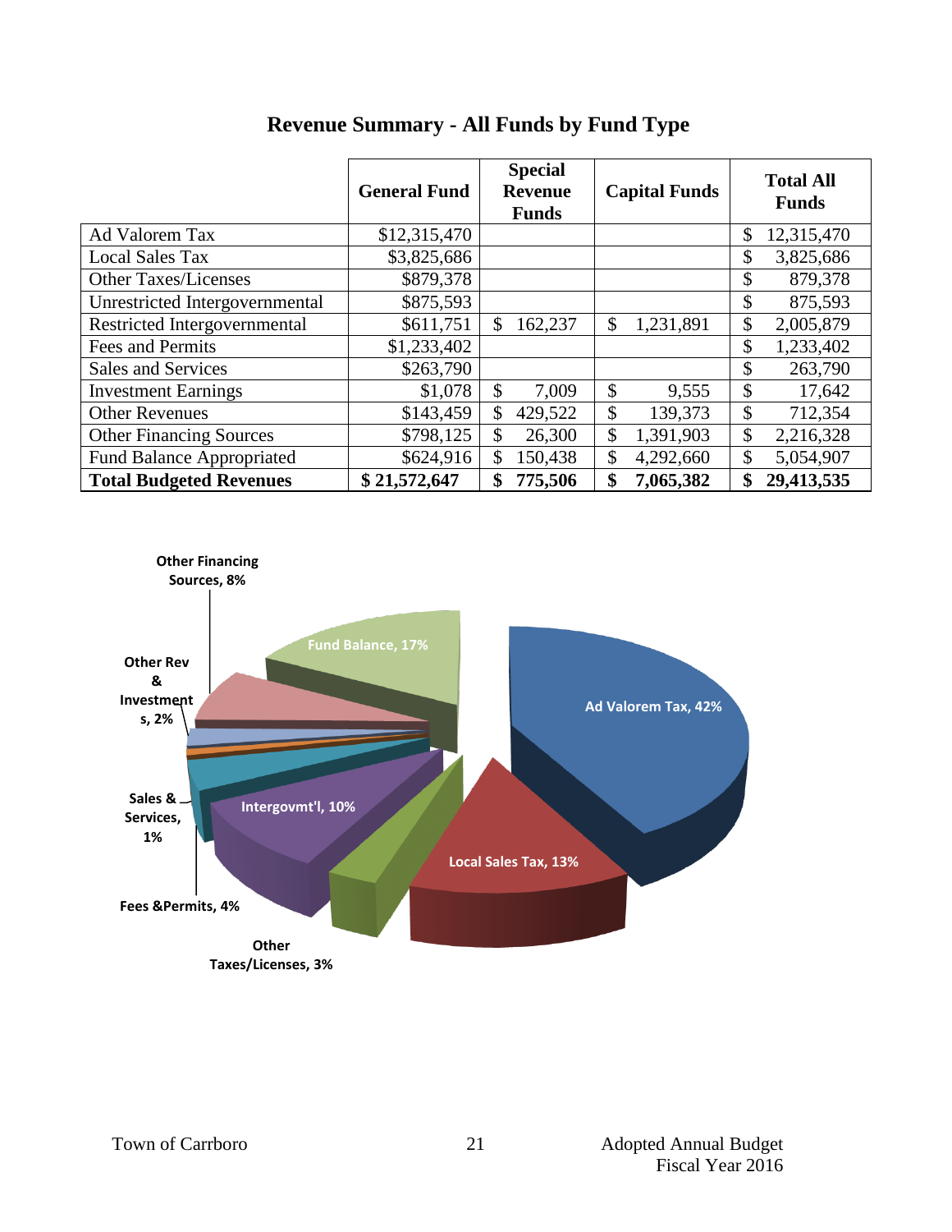# Revenue Summary - All Funds by Fund Type

| | General Fund | Special Revenue Funds | Capital Funds | Total All Funds |
|---|---|---|---|---|
| Ad Valorem Tax | $12,315,470 | | | $ 12,315,470 |
| Local Sales Tax | $3,825,686 | | | $ 3,825,686 |
| Other Taxes/Licenses | $879,378 | | | $ 879,378 |
| Unrestricted Intergovernmental | $875,593 | | | $ 875,593 |
| Restricted Intergovernmental | $611,751 | $ 162,237 | $ 1,231,891 | $ 2,005,879 |
| Fees and Permits | $1,233,402 | | | $ 1,233,402 |
| Sales and Services | $263,790 | | | $ 263,790 |
| Investment Earnings | $1,078 | $ 7,009 | $ 9,555 | $ 17,642 |
| Other Revenues | $143,459 | $ 429,522 | $ 139,373 | $ 712,354 |
| Other Financing Sources | $798,125 | $ 26,300 | $ 1,391,903 | $ 2,216,328 |
| Fund Balance Appropriated | $624,916 | $ 150,438 | $ 4,292,660 | $ 5,054,907 |
| **Total Budgeted Revenues** | **$ 21,572,647** | **$ 775,506** | **$ 7,065,382** | **$ 29,413,535** |

Other Financing Sources, 8%
Fund Balance, 17%
Ad Valorem Tax, 42%
Other Rev & Investments, 2%
Sales & Services, 1%
Intergovmt'l, 10%
Local Sales Tax, 13%
Fees &Permits, 4%
Other Taxes/Licenses, 3%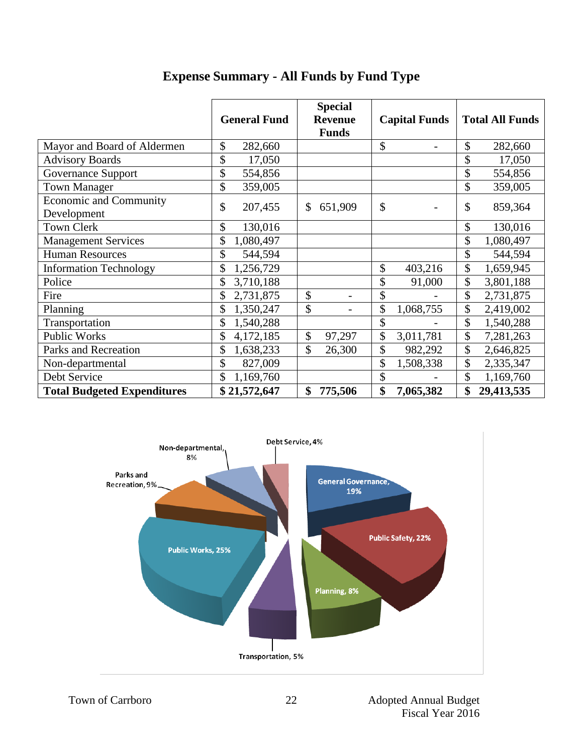# Expense Summary - All Funds by Fund Type

| | General Fund | Special Revenue Funds | Capital Funds | Total All Funds |
|---|---|---|---|---|
| Mayor and Board of Aldermen | $ 282,660 | | $ - | $ 282,660 |
| Advisory Boards | $ 17,050 | | | $ 17,050 |
| Governance Support | $ 554,856 | | | $ 554,856 |
| Town Manager | $ 359,005 | | | $ 359,005 |
| Economic and Community Development | $ 207,455 | $ 651,909 | $ - | $ 859,364 |
| Town Clerk | $ 130,016 | | | $ 130,016 |
| Management Services | $ 1,080,497 | | | $ 1,080,497 |
| Human Resources | $ 544,594 | | | $ 544,594 |
| Information Technology | $ 1,256,729 | | $ 403,216 | $ 1,659,945 |
| Police | $ 3,710,188 | | $ 91,000 | $ 3,801,188 |
| Fire | $ 2,731,875 | $ - | $ - | $ 2,731,875 |
| Planning | $ 1,350,247 | $ - | $ 1,068,755 | $ 2,419,002 |
| Transportation | $ 1,540,288 | | $ - | $ 1,540,288 |
| Public Works | $ 4,172,185 | $ 97,297 | $ 3,011,781 | $ 7,281,263 |
| Parks and Recreation | $ 1,638,233 | $ 26,300 | $ 982,292 | $ 2,646,825 |
| Non-departmental | $ 827,009 | | $ 1,508,338 | $ 2,335,347 |
| Debt Service | $ 1,169,760 | | $ - | $ 1,169,760 |
| **Total Budgeted Expenditures** | **$ 21,572,647** | **$ 775,506** | **$ 7,065,382** | **$ 29,413,535** |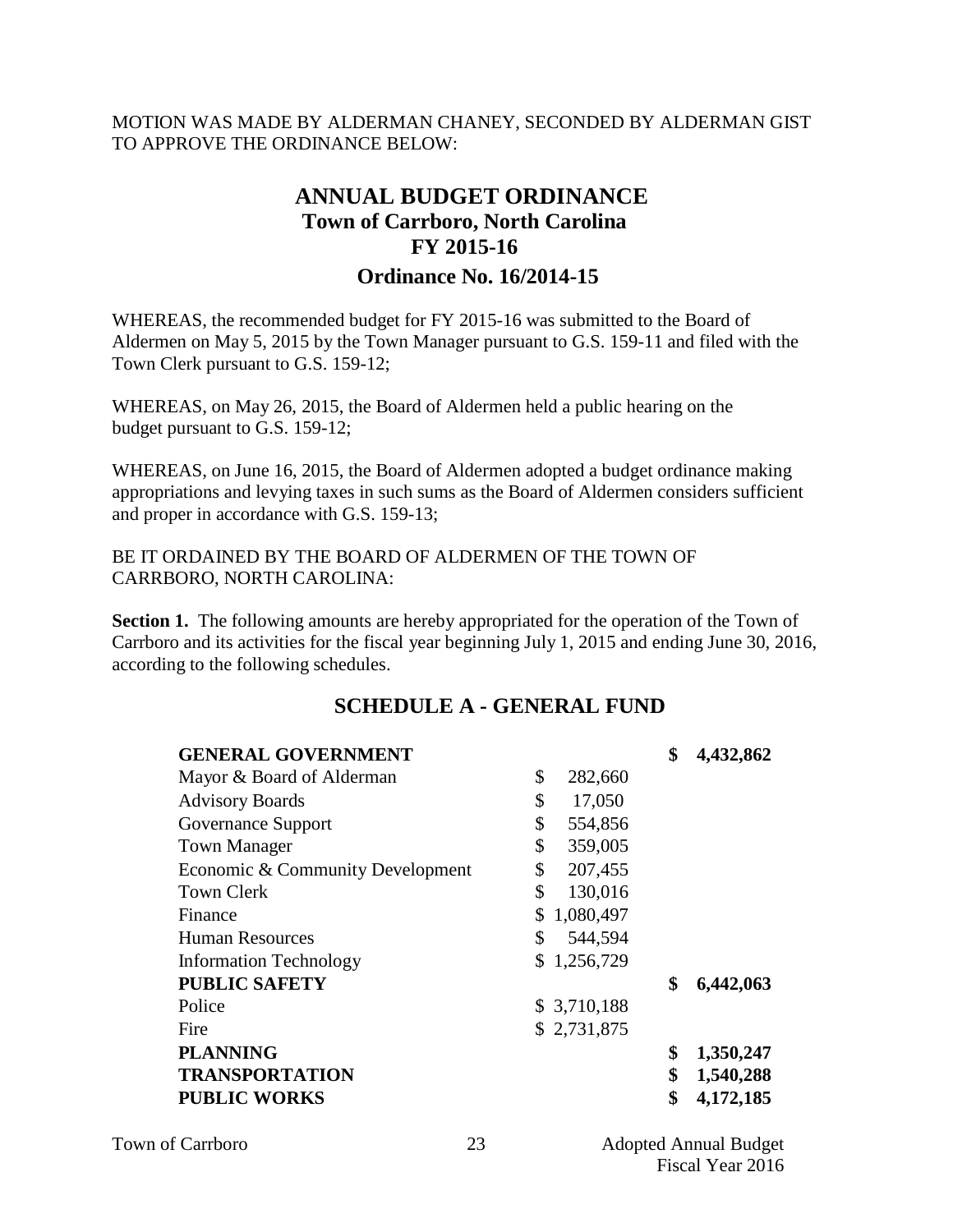MOTION WAS MADE BY ALDERMAN CHANEY, SECONDED BY ALDERMAN GIST TO APPROVE THE ORDINANCE BELOW:

# ANNUAL BUDGET ORDINANCE

## Town of Carrboro, North Carolina

## FY 2015-16

## Ordinance No. 16/2014-15

WHEREAS, the recommended budget for FY 2015-16 was submitted to the Board of Aldermen on May 5, 2015 by the Town Manager pursuant to G.S. 159-11 and filed with the Town Clerk pursuant to G.S. 159-12;

WHEREAS, on May 26, 2015, the Board of Aldermen held a public hearing on the budget pursuant to G.S. 159-12;

WHEREAS, on June 16, 2015, the Board of Aldermen adopted a budget ordinance making appropriations and levying taxes in such sums as the Board of Aldermen considers sufficient and proper in accordance with G.S. 159-13;

BE IT ORDAINED BY THE BOARD OF ALDERMEN OF THE TOWN OF CARRBORO, NORTH CAROLINA:

**Section 1.** The following amounts are hereby appropriated for the operation of the Town of Carrboro and its activities for the fiscal year beginning July 1, 2015 and ending June 30, 2016, according to the following schedules.

## SCHEDULE A - GENERAL FUND

| | | |
|---|---|---|
| **GENERAL GOVERNMENT** | | **$ 4,432,862** |
| Mayor & Board of Alderman | $ 282,660 | |
| Advisory Boards | $ 17,050 | |
| Governance Support | $ 554,856 | |
| Town Manager | $ 359,005 | |
| Economic & Community Development | $ 207,455 | |
| Town Clerk | $ 130,016 | |
| Finance | $ 1,080,497 | |
| Human Resources | $ 544,594 | |
| Information Technology | $ 1,256,729 | |
| **PUBLIC SAFETY** | | **$ 6,442,063** |
| Police | $ 3,710,188 | |
| Fire | $ 2,731,875 | |
| **PLANNING** | | **$ 1,350,247** |
| **TRANSPORTATION** | | **$ 1,540,288** |
| **PUBLIC WORKS** | | **$ 4,172,185** |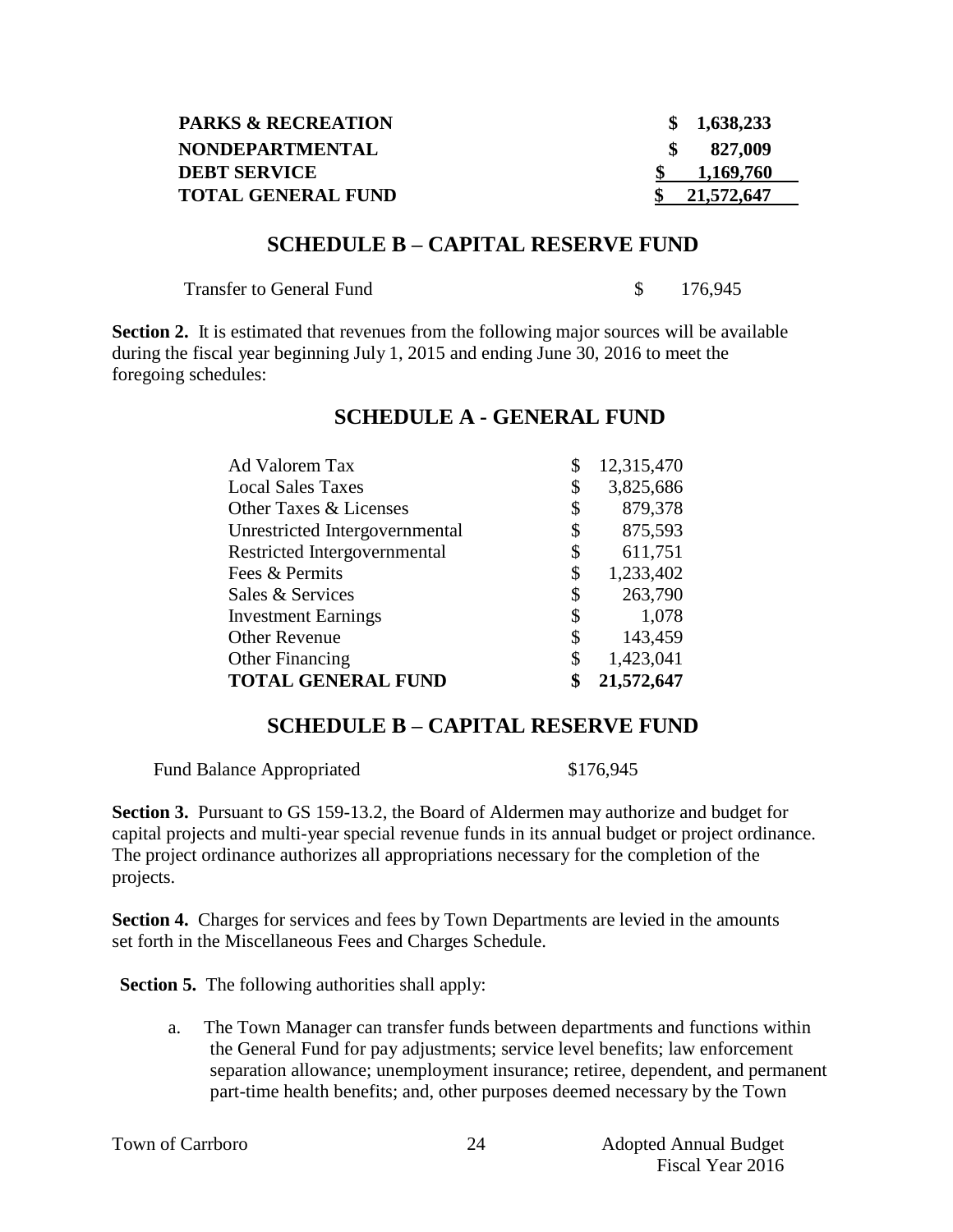| | |
|---|---|
| **PARKS & RECREATION** | **$ 1,638,233** |
| **NONDEPARTMENTAL** | **$ 827,009** |
| **DEBT SERVICE** | **$ 1,169,760** |
| **TOTAL GENERAL FUND** | **$ 21,572,647** |

## SCHEDULE B – CAPITAL RESERVE FUND

| | |
|---|---|
| Transfer to General Fund | $ 176,945 |

**Section 2.** It is estimated that revenues from the following major sources will be available during the fiscal year beginning July 1, 2015 and ending June 30, 2016 to meet the foregoing schedules:

## SCHEDULE A - GENERAL FUND

| | |
|---|---|
| Ad Valorem Tax | $ 12,315,470 |
| Local Sales Taxes | $ 3,825,686 |
| Other Taxes & Licenses | $ 879,378 |
| Unrestricted Intergovernmental | $ 875,593 |
| Restricted Intergovernmental | $ 611,751 |
| Fees & Permits | $ 1,233,402 |
| Sales & Services | $ 263,790 |
| Investment Earnings | $ 1,078 |
| Other Revenue | $ 143,459 |
| Other Financing | $ 1,423,041 |
| **TOTAL GENERAL FUND** | **$ 21,572,647** |

## SCHEDULE B – CAPITAL RESERVE FUND

| | |
|---|---|
| Fund Balance Appropriated | $176,945 |

**Section 3.** Pursuant to GS 159-13.2, the Board of Aldermen may authorize and budget for capital projects and multi-year special revenue funds in its annual budget or project ordinance. The project ordinance authorizes all appropriations necessary for the completion of the projects.

**Section 4.** Charges for services and fees by Town Departments are levied in the amounts set forth in the Miscellaneous Fees and Charges Schedule.

**Section 5.** The following authorities shall apply:

a. The Town Manager can transfer funds between departments and functions within the General Fund for pay adjustments; service level benefits; law enforcement separation allowance; unemployment insurance; retiree, dependent, and permanent part-time health benefits; and, other purposes deemed necessary by the Town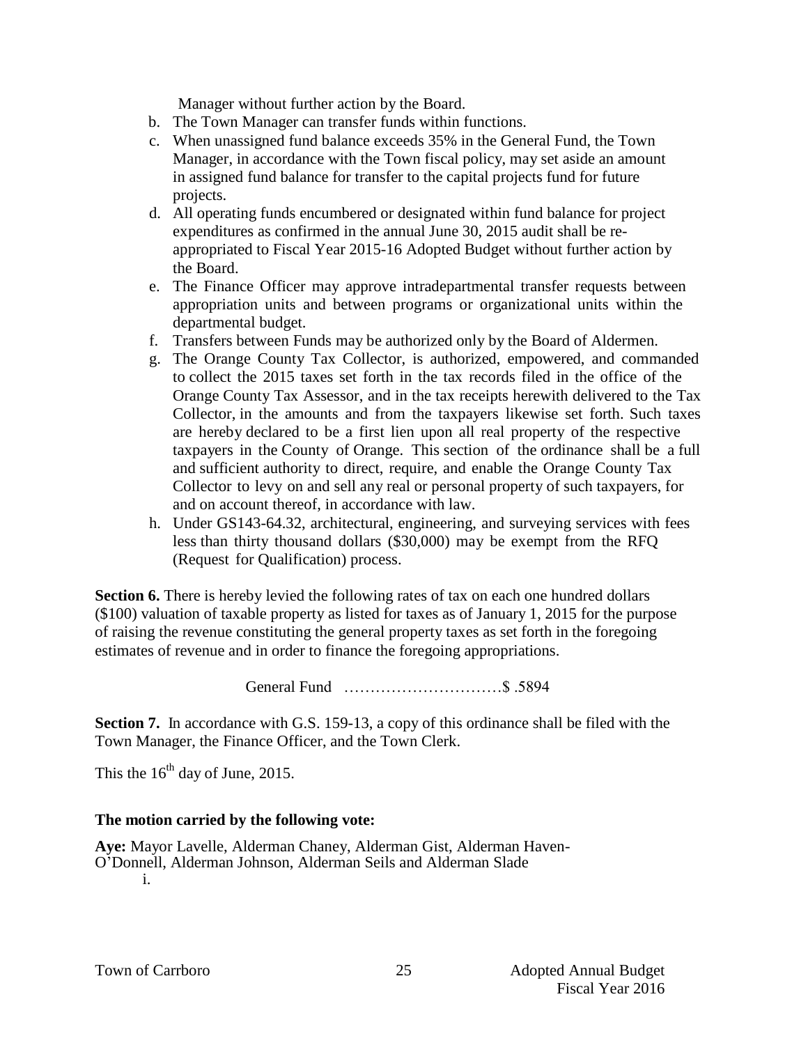Manager without further action by the Board.

b. The Town Manager can transfer funds within functions.
c. When unassigned fund balance exceeds 35% in the General Fund, the Town Manager, in accordance with the Town fiscal policy, may set aside an amount in assigned fund balance for transfer to the capital projects fund for future projects.
d. All operating funds encumbered or designated within fund balance for project expenditures as confirmed in the annual June 30, 2015 audit shall be re-appropriated to Fiscal Year 2015-16 Adopted Budget without further action by the Board.
e. The Finance Officer may approve intradepartmental transfer requests between appropriation units and between programs or organizational units within the departmental budget.
f. Transfers between Funds may be authorized only by the Board of Aldermen.
g. The Orange County Tax Collector, is authorized, empowered, and commanded to collect the 2015 taxes set forth in the tax records filed in the office of the Orange County Tax Assessor, and in the tax receipts herewith delivered to the Tax Collector, in the amounts and from the taxpayers likewise set forth. Such taxes are hereby declared to be a first lien upon all real property of the respective taxpayers in the County of Orange. This section of the ordinance shall be a full and sufficient authority to direct, require, and enable the Orange County Tax Collector to levy on and sell any real or personal property of such taxpayers, for and on account thereof, in accordance with law.
h. Under GS143-64.32, architectural, engineering, and surveying services with fees less than thirty thousand dollars ($30,000) may be exempt from the RFQ (Request for Qualification) process.

**Section 6.** There is hereby levied the following rates of tax on each one hundred dollars ($100) valuation of taxable property as listed for taxes as of January 1, 2015 for the purpose of raising the revenue constituting the general property taxes as set forth in the foregoing estimates of revenue and in order to finance the foregoing appropriations.

General Fund …………………………$ .5894

**Section 7.** In accordance with G.S. 159-13, a copy of this ordinance shall be filed with the Town Manager, the Finance Officer, and the Town Clerk.

This the 16th day of June, 2015.

**The motion carried by the following vote:**

**Aye:** Mayor Lavelle, Alderman Chaney, Alderman Gist, Alderman Haven-O'Donnell, Alderman Johnson, Alderman Seils and Alderman Slade

i.